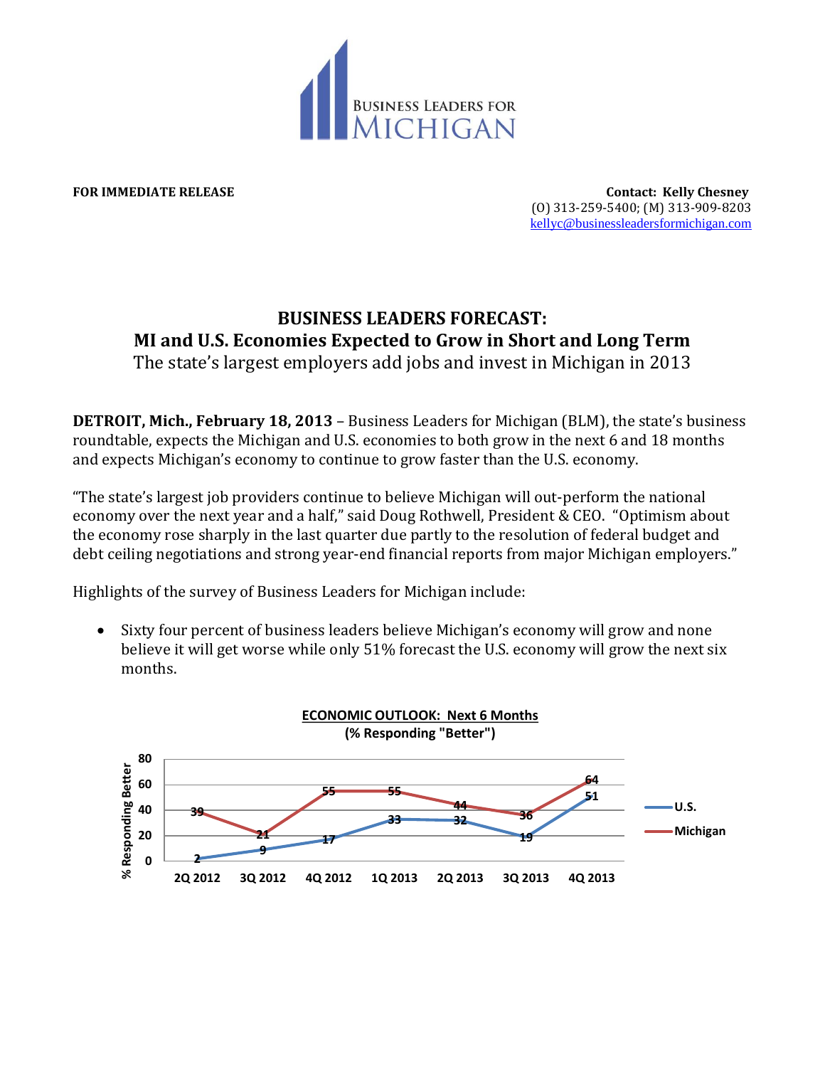BUSINESS LEADERS FOR MICHIGAN

**FOR IMMEDIATE RELEASE**

**Contact: Kelly Chesney**
(O) 313-259-5400; (M) 313-909-8203
kellyc@businessleadersformichigan.com

# BUSINESS LEADERS FORECAST:
## MI and U.S. Economies Expected to Grow in Short and Long Term

The state's largest employers add jobs and invest in Michigan in 2013

**DETROIT, Mich., February 18, 2013** – Business Leaders for Michigan (BLM), the state's business roundtable, expects the Michigan and U.S. economies to both grow in the next 6 and 18 months and expects Michigan's economy to continue to grow faster than the U.S. economy.

"The state's largest job providers continue to believe Michigan will out-perform the national economy over the next year and a half," said Doug Rothwell, President & CEO. "Optimism about the economy rose sharply in the last quarter due partly to the resolution of federal budget and debt ceiling negotiations and strong year-end financial reports from major Michigan employers."

Highlights of the survey of Business Leaders for Michigan include:

- Sixty four percent of business leaders believe Michigan's economy will grow and none believe it will get worse while only 51% forecast the U.S. economy will grow the next six months.

**ECONOMIC OUTLOOK: Next 6 Months**
**(% Responding "Better")**

| | 2Q 2012 | 3Q 2012 | 4Q 2012 | 1Q 2013 | 2Q 2013 | 3Q 2013 | 4Q 2013 |
|---|---|---|---|---|---|---|---|
| U.S. | 2 | 9 | 17 | 33 | 32 | 19 | 51 |
| Michigan | 39 | 21 | 55 | 55 | 44 | 36 | 64 |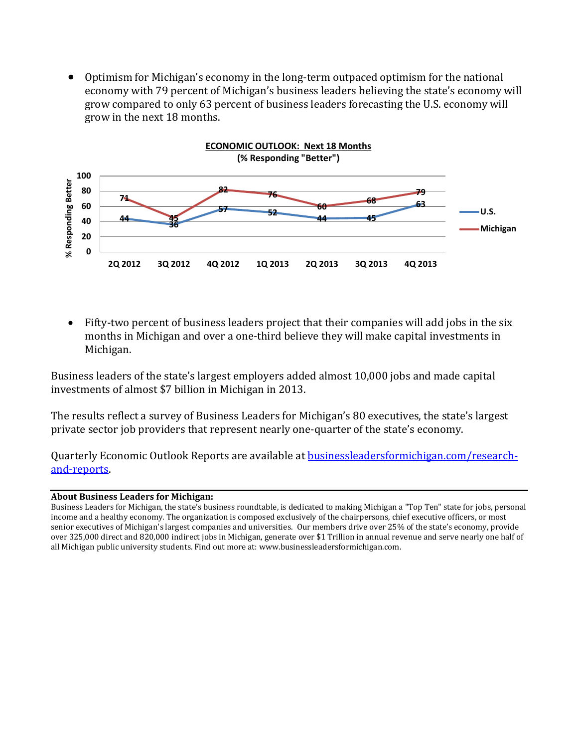- Optimism for Michigan's economy in the long-term outpaced optimism for the national economy with 79 percent of Michigan's business leaders believing the state's economy will grow compared to only 63 percent of business leaders forecasting the U.S. economy will grow in the next 18 months.

**ECONOMIC OUTLOOK: Next 18 Months**
**(% Responding "Better")**

% Responding Better

100
80
60
40
20
0

2Q 2012 3Q 2012 4Q 2012 1Q 2013 2Q 2013 3Q 2013 4Q 2013

U.S.: 44 36 57 52 44 45 63

Michigan: 71 45 82 76 60 68 79

- Fifty-two percent of business leaders project that their companies will add jobs in the six months in Michigan and over a one-third believe they will make capital investments in Michigan.

Business leaders of the state's largest employers added almost 10,000 jobs and made capital investments of almost $7 billion in Michigan in 2013.

The results reflect a survey of Business Leaders for Michigan's 80 executives, the state's largest private sector job providers that represent nearly one-quarter of the state's economy.

Quarterly Economic Outlook Reports are available at [businessleadersformichigan.com/research-and-reports](businessleadersformichigan.com/research-and-reports).

---

**About Business Leaders for Michigan:**
Business Leaders for Michigan, the state's business roundtable, is dedicated to making Michigan a "Top Ten" state for jobs, personal income and a healthy economy. The organization is composed exclusively of the chairpersons, chief executive officers, or most senior executives of Michigan's largest companies and universities. Our members drive over 25% of the state's economy, provide over 325,000 direct and 820,000 indirect jobs in Michigan, generate over $1 Trillion in annual revenue and serve nearly one half of all Michigan public university students. Find out more at: www.businessleadersformichigan.com.